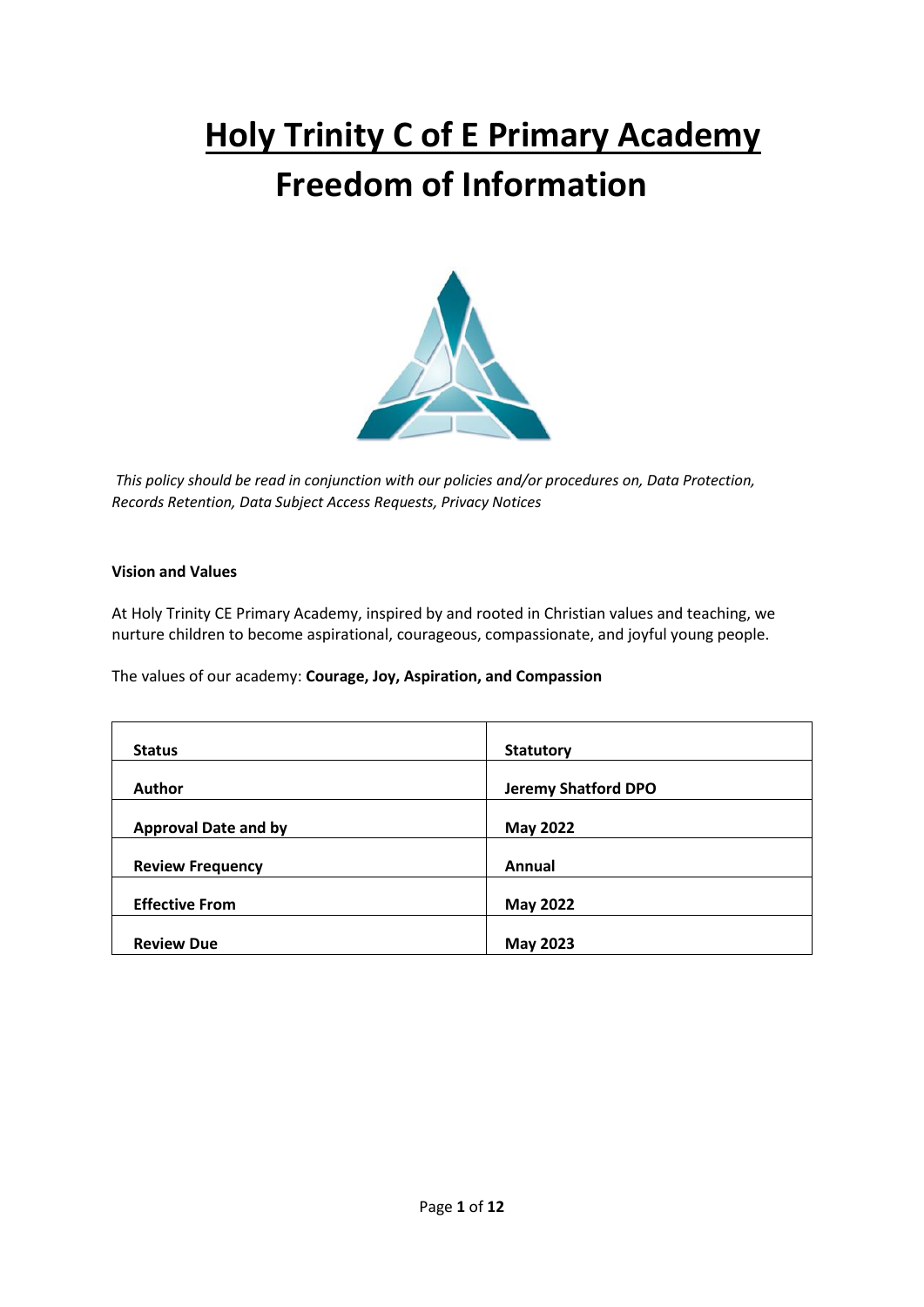# Holy Trinity C of E Primary Academy
# Freedom of Information

*This policy should be read in conjunction with our policies and/or procedures on, Data Protection, Records Retention, Data Subject Access Requests, Privacy Notices*

**Vision and Values**

At Holy Trinity CE Primary Academy, inspired by and rooted in Christian values and teaching, we nurture children to become aspirational, courageous, compassionate, and joyful young people.

The values of our academy: **Courage, Joy, Aspiration, and Compassion**

| **Status** | **Statutory** |
|---|---|
| **Author** | **Jeremy Shatford DPO** |
| **Approval Date and by** | **May 2022** |
| **Review Frequency** | **Annual** |
| **Effective From** | **May 2022** |
| **Review Due** | **May 2023** |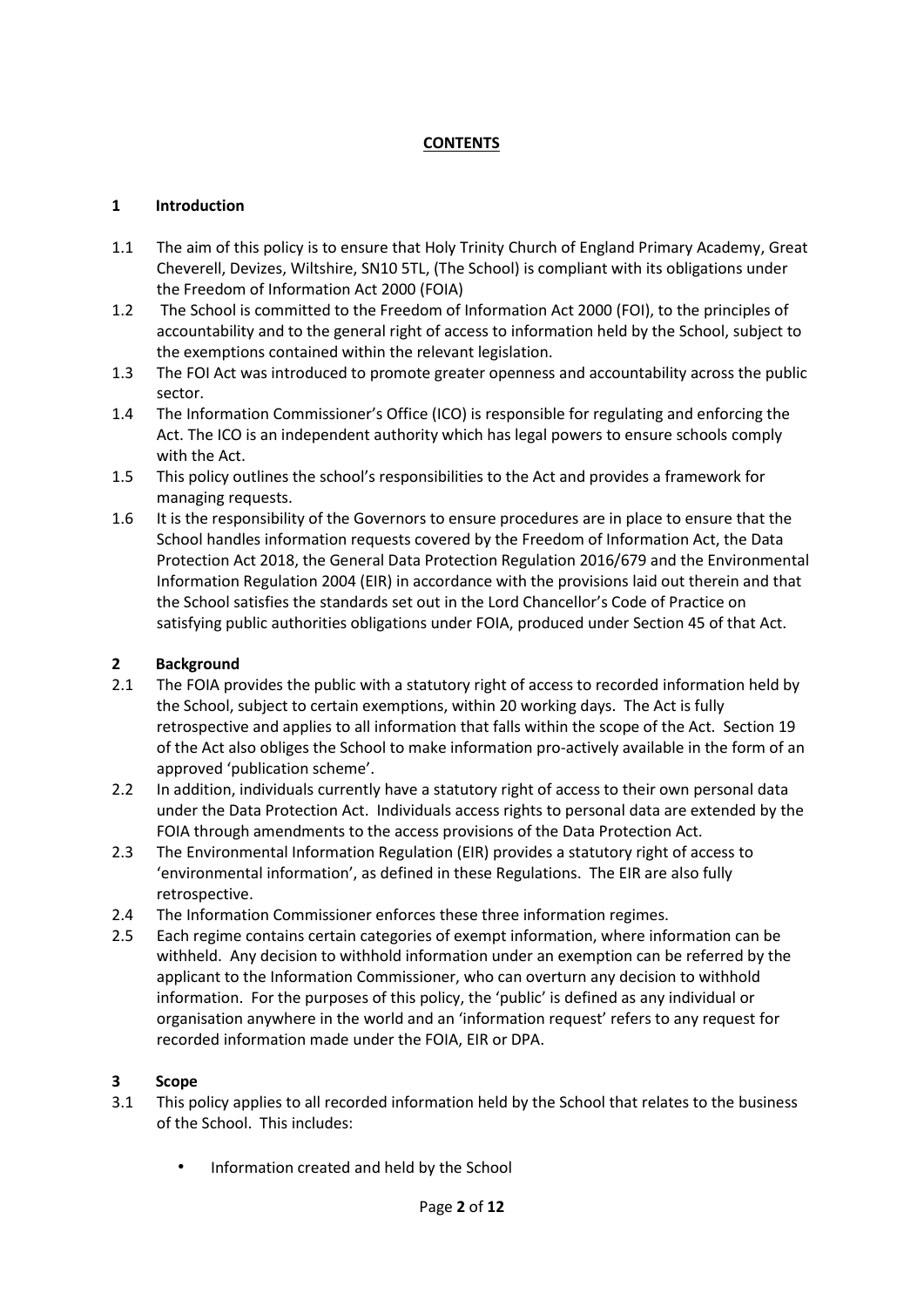**CONTENTS**

## 1 Introduction

1.1 The aim of this policy is to ensure that Holy Trinity Church of England Primary Academy, Great Cheverell, Devizes, Wiltshire, SN10 5TL, (The School) is compliant with its obligations under the Freedom of Information Act 2000 (FOIA)

1.2 The School is committed to the Freedom of Information Act 2000 (FOI), to the principles of accountability and to the general right of access to information held by the School, subject to the exemptions contained within the relevant legislation.

1.3 The FOI Act was introduced to promote greater openness and accountability across the public sector.

1.4 The Information Commissioner's Office (ICO) is responsible for regulating and enforcing the Act. The ICO is an independent authority which has legal powers to ensure schools comply with the Act.

1.5 This policy outlines the school's responsibilities to the Act and provides a framework for managing requests.

1.6 It is the responsibility of the Governors to ensure procedures are in place to ensure that the School handles information requests covered by the Freedom of Information Act, the Data Protection Act 2018, the General Data Protection Regulation 2016/679 and the Environmental Information Regulation 2004 (EIR) in accordance with the provisions laid out therein and that the School satisfies the standards set out in the Lord Chancellor's Code of Practice on satisfying public authorities obligations under FOIA, produced under Section 45 of that Act.

## 2 Background

2.1 The FOIA provides the public with a statutory right of access to recorded information held by the School, subject to certain exemptions, within 20 working days. The Act is fully retrospective and applies to all information that falls within the scope of the Act. Section 19 of the Act also obliges the School to make information pro-actively available in the form of an approved 'publication scheme'.

2.2 In addition, individuals currently have a statutory right of access to their own personal data under the Data Protection Act. Individuals access rights to personal data are extended by the FOIA through amendments to the access provisions of the Data Protection Act.

2.3 The Environmental Information Regulation (EIR) provides a statutory right of access to 'environmental information', as defined in these Regulations. The EIR are also fully retrospective.

2.4 The Information Commissioner enforces these three information regimes.

2.5 Each regime contains certain categories of exempt information, where information can be withheld. Any decision to withhold information under an exemption can be referred by the applicant to the Information Commissioner, who can overturn any decision to withhold information. For the purposes of this policy, the 'public' is defined as any individual or organisation anywhere in the world and an 'information request' refers to any request for recorded information made under the FOIA, EIR or DPA.

## 3 Scope

3.1 This policy applies to all recorded information held by the School that relates to the business of the School. This includes:

- Information created and held by the School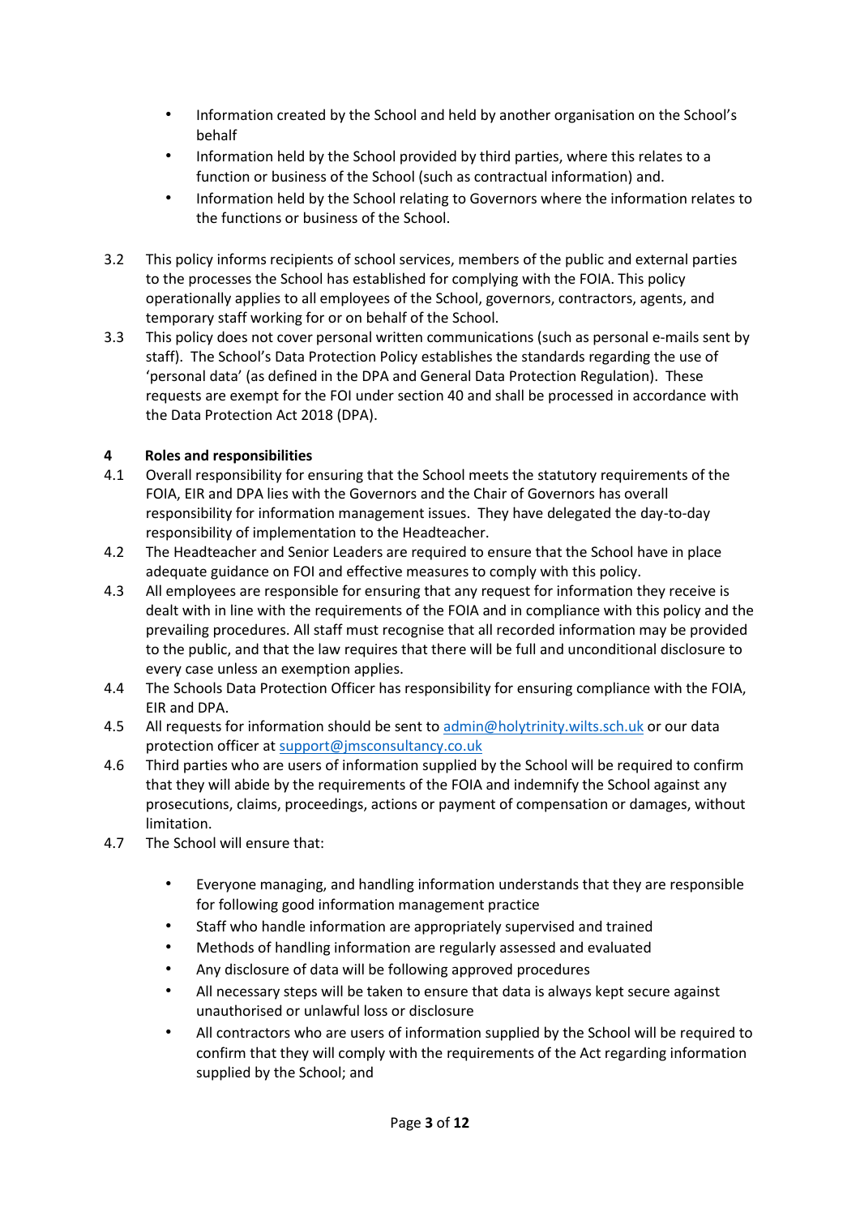- Information created by the School and held by another organisation on the School's behalf
- Information held by the School provided by third parties, where this relates to a function or business of the School (such as contractual information) and.
- Information held by the School relating to Governors where the information relates to the functions or business of the School.

3.2 This policy informs recipients of school services, members of the public and external parties to the processes the School has established for complying with the FOIA. This policy operationally applies to all employees of the School, governors, contractors, agents, and temporary staff working for or on behalf of the School.

3.3 This policy does not cover personal written communications (such as personal e-mails sent by staff). The School's Data Protection Policy establishes the standards regarding the use of 'personal data' (as defined in the DPA and General Data Protection Regulation). These requests are exempt for the FOI under section 40 and shall be processed in accordance with the Data Protection Act 2018 (DPA).

## 4 Roles and responsibilities

4.1 Overall responsibility for ensuring that the School meets the statutory requirements of the FOIA, EIR and DPA lies with the Governors and the Chair of Governors has overall responsibility for information management issues. They have delegated the day-to-day responsibility of implementation to the Headteacher.

4.2 The Headteacher and Senior Leaders are required to ensure that the School have in place adequate guidance on FOI and effective measures to comply with this policy.

4.3 All employees are responsible for ensuring that any request for information they receive is dealt with in line with the requirements of the FOIA and in compliance with this policy and the prevailing procedures. All staff must recognise that all recorded information may be provided to the public, and that the law requires that there will be full and unconditional disclosure to every case unless an exemption applies.

4.4 The Schools Data Protection Officer has responsibility for ensuring compliance with the FOIA, EIR and DPA.

4.5 All requests for information should be sent to admin@holytrinity.wilts.sch.uk or our data protection officer at support@jmsconsultancy.co.uk

4.6 Third parties who are users of information supplied by the School will be required to confirm that they will abide by the requirements of the FOIA and indemnify the School against any prosecutions, claims, proceedings, actions or payment of compensation or damages, without limitation.

4.7 The School will ensure that:

- Everyone managing, and handling information understands that they are responsible for following good information management practice
- Staff who handle information are appropriately supervised and trained
- Methods of handling information are regularly assessed and evaluated
- Any disclosure of data will be following approved procedures
- All necessary steps will be taken to ensure that data is always kept secure against unauthorised or unlawful loss or disclosure
- All contractors who are users of information supplied by the School will be required to confirm that they will comply with the requirements of the Act regarding information supplied by the School; and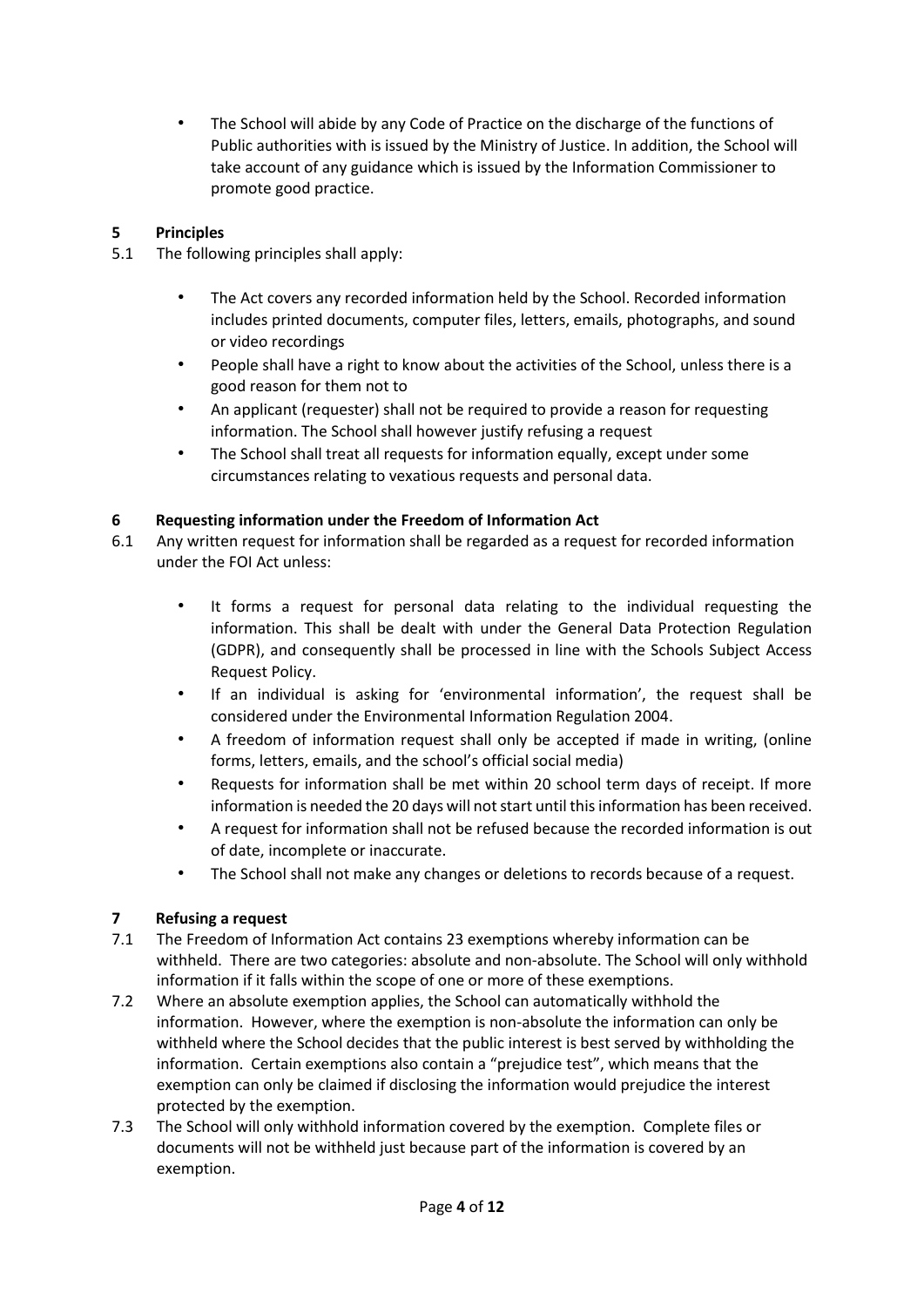- The School will abide by any Code of Practice on the discharge of the functions of Public authorities with is issued by the Ministry of Justice. In addition, the School will take account of any guidance which is issued by the Information Commissioner to promote good practice.

## 5 Principles

5.1 The following principles shall apply:

- The Act covers any recorded information held by the School. Recorded information includes printed documents, computer files, letters, emails, photographs, and sound or video recordings
- People shall have a right to know about the activities of the School, unless there is a good reason for them not to
- An applicant (requester) shall not be required to provide a reason for requesting information. The School shall however justify refusing a request
- The School shall treat all requests for information equally, except under some circumstances relating to vexatious requests and personal data.

## 6 Requesting information under the Freedom of Information Act

6.1 Any written request for information shall be regarded as a request for recorded information under the FOI Act unless:

- It forms a request for personal data relating to the individual requesting the information. This shall be dealt with under the General Data Protection Regulation (GDPR), and consequently shall be processed in line with the Schools Subject Access Request Policy.
- If an individual is asking for 'environmental information', the request shall be considered under the Environmental Information Regulation 2004.
- A freedom of information request shall only be accepted if made in writing, (online forms, letters, emails, and the school's official social media)
- Requests for information shall be met within 20 school term days of receipt. If more information is needed the 20 days will not start until this information has been received.
- A request for information shall not be refused because the recorded information is out of date, incomplete or inaccurate.
- The School shall not make any changes or deletions to records because of a request.

## 7 Refusing a request

7.1 The Freedom of Information Act contains 23 exemptions whereby information can be withheld. There are two categories: absolute and non-absolute. The School will only withhold information if it falls within the scope of one or more of these exemptions.

7.2 Where an absolute exemption applies, the School can automatically withhold the information. However, where the exemption is non-absolute the information can only be withheld where the School decides that the public interest is best served by withholding the information. Certain exemptions also contain a "prejudice test", which means that the exemption can only be claimed if disclosing the information would prejudice the interest protected by the exemption.

7.3 The School will only withhold information covered by the exemption. Complete files or documents will not be withheld just because part of the information is covered by an exemption.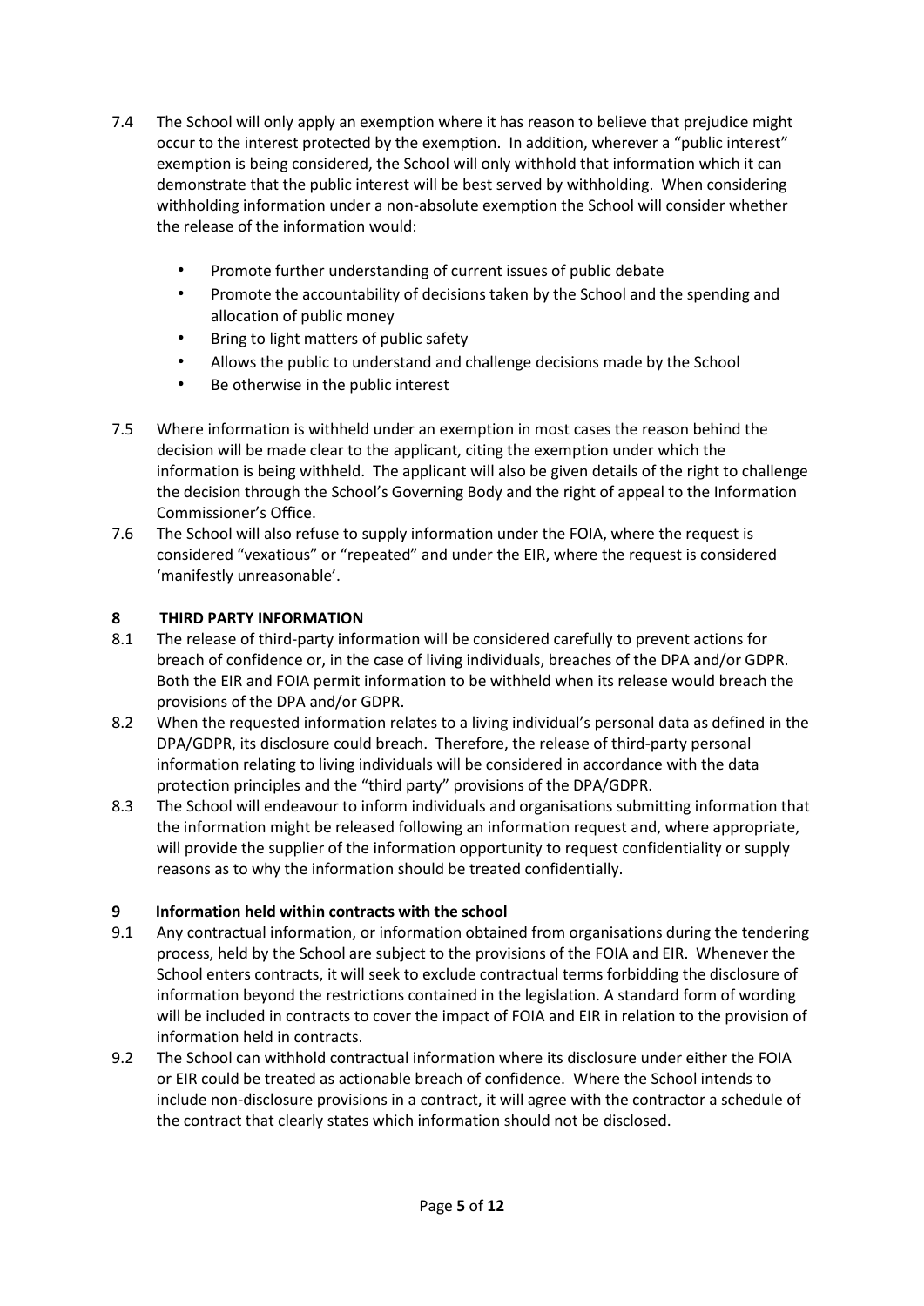7.4 The School will only apply an exemption where it has reason to believe that prejudice might occur to the interest protected by the exemption. In addition, wherever a "public interest" exemption is being considered, the School will only withhold that information which it can demonstrate that the public interest will be best served by withholding. When considering withholding information under a non-absolute exemption the School will consider whether the release of the information would:

- Promote further understanding of current issues of public debate
- Promote the accountability of decisions taken by the School and the spending and allocation of public money
- Bring to light matters of public safety
- Allows the public to understand and challenge decisions made by the School
- Be otherwise in the public interest

7.5 Where information is withheld under an exemption in most cases the reason behind the decision will be made clear to the applicant, citing the exemption under which the information is being withheld. The applicant will also be given details of the right to challenge the decision through the School's Governing Body and the right of appeal to the Information Commissioner's Office.

7.6 The School will also refuse to supply information under the FOIA, where the request is considered "vexatious" or "repeated" and under the EIR, where the request is considered 'manifestly unreasonable'.

## 8 THIRD PARTY INFORMATION

8.1 The release of third-party information will be considered carefully to prevent actions for breach of confidence or, in the case of living individuals, breaches of the DPA and/or GDPR. Both the EIR and FOIA permit information to be withheld when its release would breach the provisions of the DPA and/or GDPR.

8.2 When the requested information relates to a living individual's personal data as defined in the DPA/GDPR, its disclosure could breach. Therefore, the release of third-party personal information relating to living individuals will be considered in accordance with the data protection principles and the "third party" provisions of the DPA/GDPR.

8.3 The School will endeavour to inform individuals and organisations submitting information that the information might be released following an information request and, where appropriate, will provide the supplier of the information opportunity to request confidentiality or supply reasons as to why the information should be treated confidentially.

## 9 Information held within contracts with the school

9.1 Any contractual information, or information obtained from organisations during the tendering process, held by the School are subject to the provisions of the FOIA and EIR. Whenever the School enters contracts, it will seek to exclude contractual terms forbidding the disclosure of information beyond the restrictions contained in the legislation. A standard form of wording will be included in contracts to cover the impact of FOIA and EIR in relation to the provision of information held in contracts.

9.2 The School can withhold contractual information where its disclosure under either the FOIA or EIR could be treated as actionable breach of confidence. Where the School intends to include non-disclosure provisions in a contract, it will agree with the contractor a schedule of the contract that clearly states which information should not be disclosed.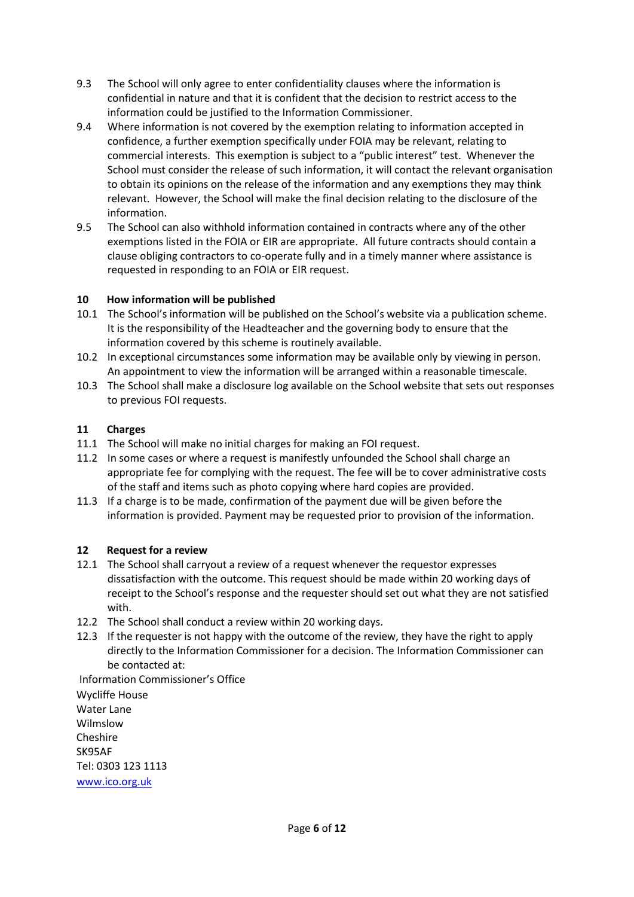9.3 The School will only agree to enter confidentiality clauses where the information is confidential in nature and that it is confident that the decision to restrict access to the information could be justified to the Information Commissioner.

9.4 Where information is not covered by the exemption relating to information accepted in confidence, a further exemption specifically under FOIA may be relevant, relating to commercial interests. This exemption is subject to a "public interest" test. Whenever the School must consider the release of such information, it will contact the relevant organisation to obtain its opinions on the release of the information and any exemptions they may think relevant. However, the School will make the final decision relating to the disclosure of the information.

9.5 The School can also withhold information contained in contracts where any of the other exemptions listed in the FOIA or EIR are appropriate. All future contracts should contain a clause obliging contractors to co-operate fully and in a timely manner where assistance is requested in responding to an FOIA or EIR request.

## 10 How information will be published

10.1 The School's information will be published on the School's website via a publication scheme. It is the responsibility of the Headteacher and the governing body to ensure that the information covered by this scheme is routinely available.

10.2 In exceptional circumstances some information may be available only by viewing in person. An appointment to view the information will be arranged within a reasonable timescale.

10.3 The School shall make a disclosure log available on the School website that sets out responses to previous FOI requests.

## 11 Charges

11.1 The School will make no initial charges for making an FOI request.

11.2 In some cases or where a request is manifestly unfounded the School shall charge an appropriate fee for complying with the request. The fee will be to cover administrative costs of the staff and items such as photo copying where hard copies are provided.

11.3 If a charge is to be made, confirmation of the payment due will be given before the information is provided. Payment may be requested prior to provision of the information.

## 12 Request for a review

12.1 The School shall carryout a review of a request whenever the requestor expresses dissatisfaction with the outcome. This request should be made within 20 working days of receipt to the School's response and the requester should set out what they are not satisfied with.

12.2 The School shall conduct a review within 20 working days.

12.3 If the requester is not happy with the outcome of the review, they have the right to apply directly to the Information Commissioner for a decision. The Information Commissioner can be contacted at:

Information Commissioner's Office
Wycliffe House
Water Lane
Wilmslow
Cheshire
SK95AF
Tel: 0303 123 1113
www.ico.org.uk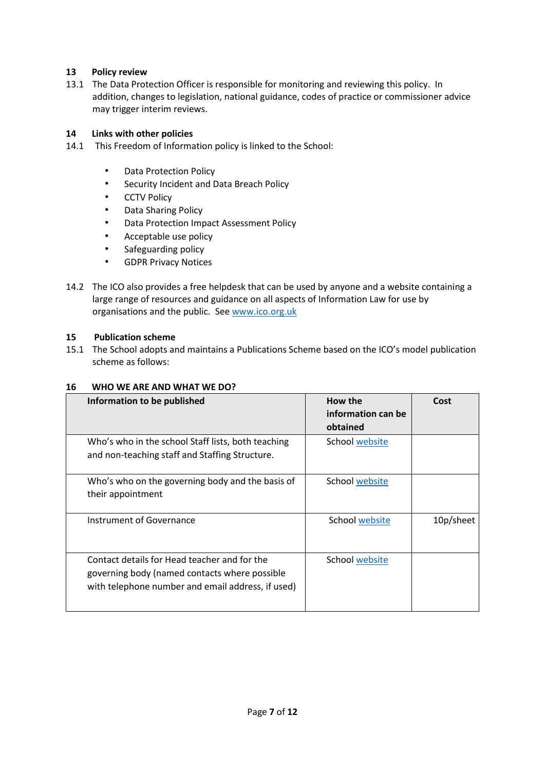## 13 Policy review

13.1 The Data Protection Officer is responsible for monitoring and reviewing this policy. In addition, changes to legislation, national guidance, codes of practice or commissioner advice may trigger interim reviews.

## 14 Links with other policies

14.1 This Freedom of Information policy is linked to the School:

- Data Protection Policy
- Security Incident and Data Breach Policy
- CCTV Policy
- Data Sharing Policy
- Data Protection Impact Assessment Policy
- Acceptable use policy
- Safeguarding policy
- GDPR Privacy Notices

14.2 The ICO also provides a free helpdesk that can be used by anyone and a website containing a large range of resources and guidance on all aspects of Information Law for use by organisations and the public. See [www.ico.org.uk](www.ico.org.uk)

## 15 Publication scheme

15.1 The School adopts and maintains a Publications Scheme based on the ICO's model publication scheme as follows:

## 16 WHO WE ARE AND WHAT WE DO?

| Information to be published | How the information can be obtained | Cost |
|---|---|---|
| Who's who in the school Staff lists, both teaching and non-teaching staff and Staffing Structure. | School website | |
| Who's who on the governing body and the basis of their appointment | School website | |
| Instrument of Governance | School website | 10p/sheet |
| Contact details for Head teacher and for the governing body (named contacts where possible with telephone number and email address, if used) | School website | |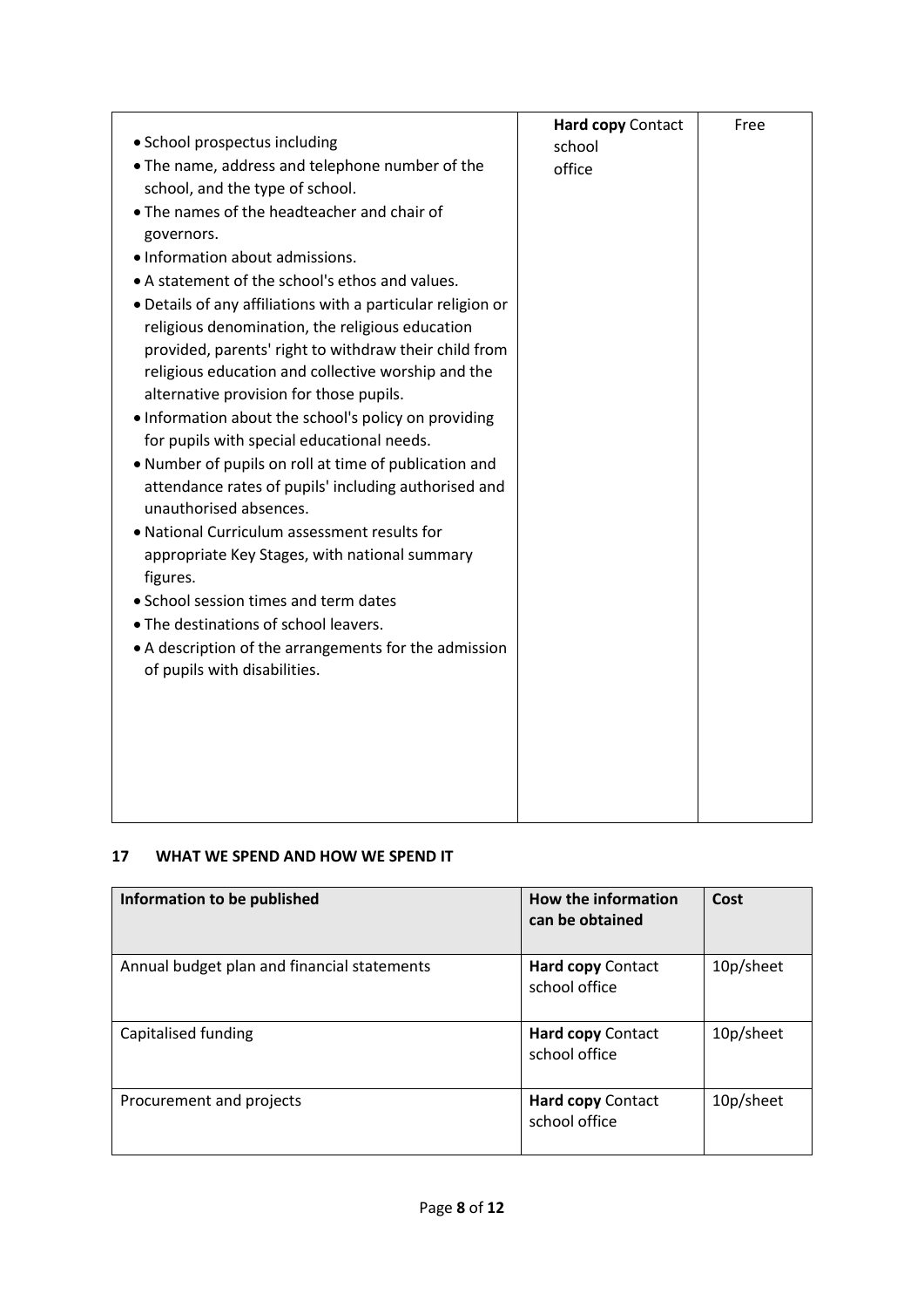| | | |
|---|---|---|
| • School prospectus including<br>• The name, address and telephone number of the school, and the type of school.<br>• The names of the headteacher and chair of governors.<br>• Information about admissions.<br>• A statement of the school's ethos and values.<br>• Details of any affiliations with a particular religion or religious denomination, the religious education provided, parents' right to withdraw their child from religious education and collective worship and the alternative provision for those pupils.<br>• Information about the school's policy on providing for pupils with special educational needs.<br>• Number of pupils on roll at time of publication and attendance rates of pupils' including authorised and unauthorised absences.<br>• National Curriculum assessment results for appropriate Key Stages, with national summary figures.<br>• School session times and term dates<br>• The destinations of school leavers.<br>• A description of the arrangements for the admission of pupils with disabilities. | **Hard copy** Contact school office | Free |

## 17 WHAT WE SPEND AND HOW WE SPEND IT

| Information to be published | How the information can be obtained | Cost |
|---|---|---|
| Annual budget plan and financial statements | **Hard copy** Contact school office | 10p/sheet |
| Capitalised funding | **Hard copy** Contact school office | 10p/sheet |
| Procurement and projects | **Hard copy** Contact school office | 10p/sheet |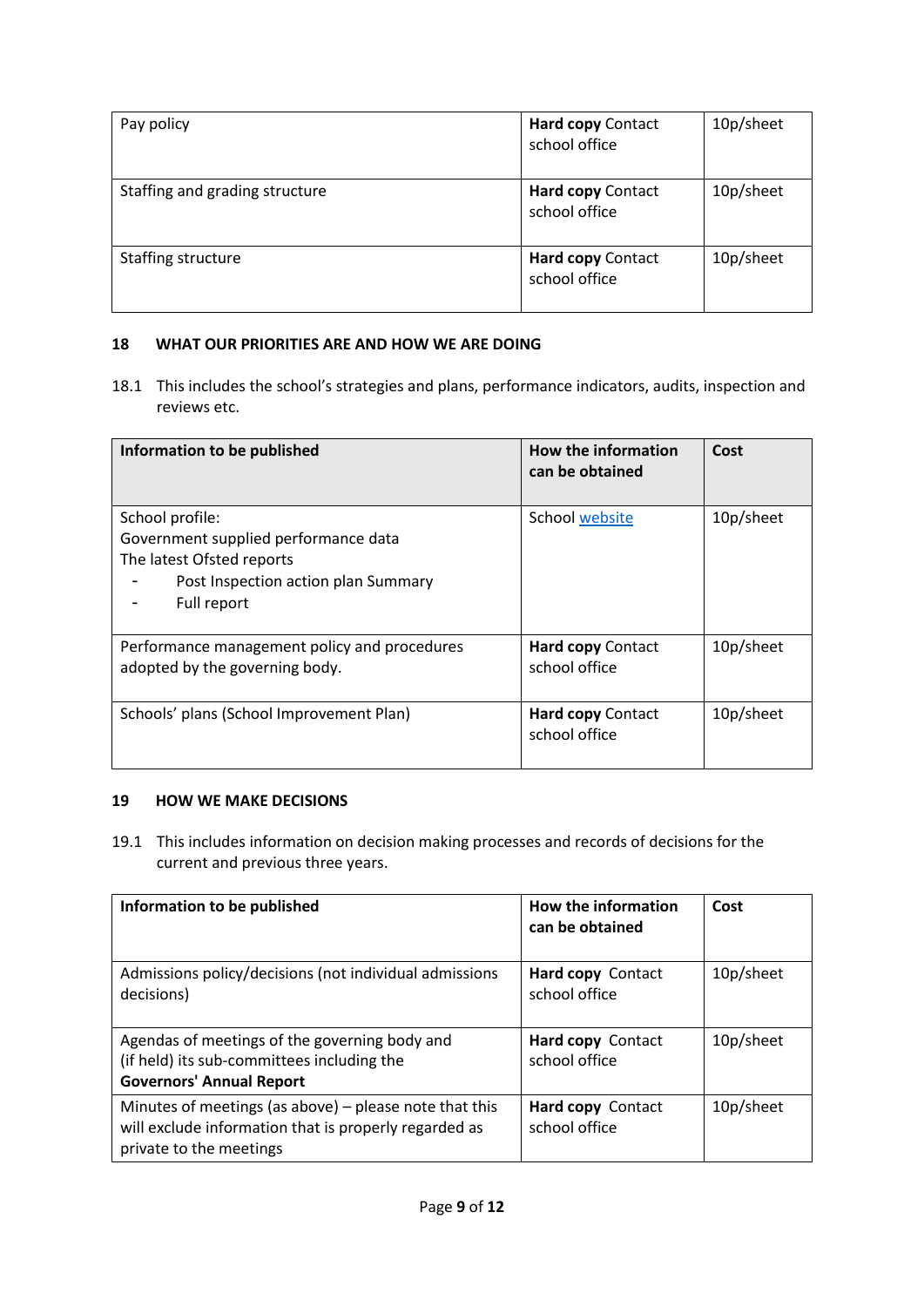| | | |
|---|---|---|
| Pay policy | **Hard copy** Contact school office | 10p/sheet |
| Staffing and grading structure | **Hard copy** Contact school office | 10p/sheet |
| Staffing structure | **Hard copy** Contact school office | 10p/sheet |

### 18 WHAT OUR PRIORITIES ARE AND HOW WE ARE DOING

18.1 This includes the school's strategies and plans, performance indicators, audits, inspection and reviews etc.

| Information to be published | How the information can be obtained | Cost |
|---|---|---|
| School profile:<br>Government supplied performance data<br>The latest Ofsted reports<br>- Post Inspection action plan Summary<br>- Full report | School website | 10p/sheet |
| Performance management policy and procedures adopted by the governing body. | **Hard copy** Contact school office | 10p/sheet |
| Schools' plans (School Improvement Plan) | **Hard copy** Contact school office | 10p/sheet |

### 19 HOW WE MAKE DECISIONS

19.1 This includes information on decision making processes and records of decisions for the current and previous three years.

| Information to be published | How the information can be obtained | Cost |
|---|---|---|
| Admissions policy/decisions (not individual admissions decisions) | **Hard copy** Contact school office | 10p/sheet |
| Agendas of meetings of the governing body and (if held) its sub-committees including the **Governors' Annual Report** | **Hard copy** Contact school office | 10p/sheet |
| Minutes of meetings (as above) – please note that this will exclude information that is properly regarded as private to the meetings | **Hard copy** Contact school office | 10p/sheet |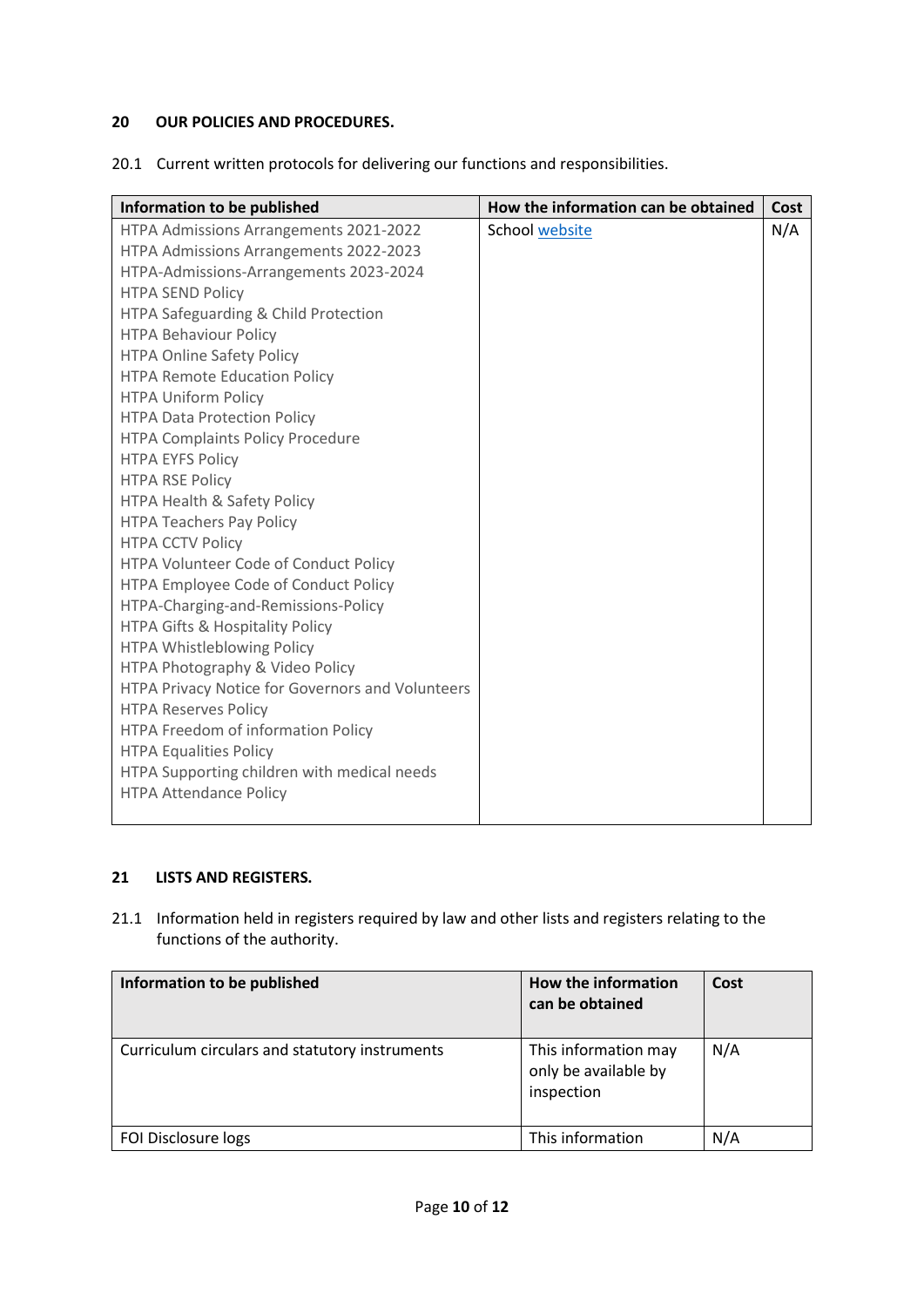## 20 OUR POLICIES AND PROCEDURES.

20.1 Current written protocols for delivering our functions and responsibilities.

| Information to be published | How the information can be obtained | Cost |
|---|---|---|
| HTPA Admissions Arrangements 2021-2022<br>HTPA Admissions Arrangements 2022-2023<br>HTPA-Admissions-Arrangements 2023-2024<br>HTPA SEND Policy<br>HTPA Safeguarding & Child Protection<br>HTPA Behaviour Policy<br>HTPA Online Safety Policy<br>HTPA Remote Education Policy<br>HTPA Uniform Policy<br>HTPA Data Protection Policy<br>HTPA Complaints Policy Procedure<br>HTPA EYFS Policy<br>HTPA RSE Policy<br>HTPA Health & Safety Policy<br>HTPA Teachers Pay Policy<br>HTPA CCTV Policy<br>HTPA Volunteer Code of Conduct Policy<br>HTPA Employee Code of Conduct Policy<br>HTPA-Charging-and-Remissions-Policy<br>HTPA Gifts & Hospitality Policy<br>HTPA Whistleblowing Policy<br>HTPA Photography & Video Policy<br>HTPA Privacy Notice for Governors and Volunteers<br>HTPA Reserves Policy<br>HTPA Freedom of information Policy<br>HTPA Equalities Policy<br>HTPA Supporting children with medical needs<br>HTPA Attendance Policy | School website | N/A |

## 21 LISTS AND REGISTERS.

21.1 Information held in registers required by law and other lists and registers relating to the functions of the authority.

| Information to be published | How the information can be obtained | Cost |
|---|---|---|
| Curriculum circulars and statutory instruments | This information may only be available by inspection | N/A |
| FOI Disclosure logs | This information | N/A |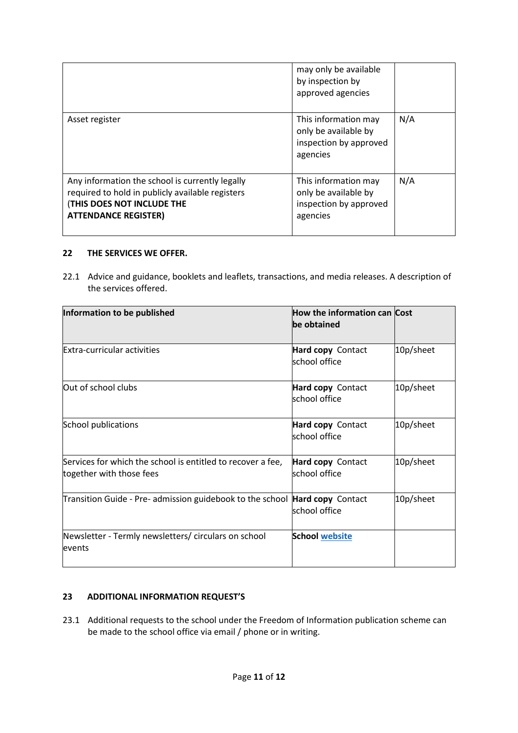| | | |
|---|---|---|
| | may only be available by inspection by approved agencies | |
| Asset register | This information may only be available by inspection by approved agencies | N/A |
| Any information the school is currently legally required to hold in publicly available registers (**THIS DOES NOT INCLUDE THE ATTENDANCE REGISTER)** | This information may only be available by inspection by approved agencies | N/A |

## 22 THE SERVICES WE OFFER.

22.1 Advice and guidance, booklets and leaflets, transactions, and media releases. A description of the services offered.

| Information to be published | How the information can be obtained | Cost |
|---|---|---|
| Extra-curricular activities | **Hard copy** Contact school office | 10p/sheet |
| Out of school clubs | **Hard copy** Contact school office | 10p/sheet |
| School publications | **Hard copy** Contact school office | 10p/sheet |
| Services for which the school is entitled to recover a fee, together with those fees | **Hard copy** Contact school office | 10p/sheet |
| Transition Guide - Pre- admission guidebook to the school | **Hard copy** Contact school office | 10p/sheet |
| Newsletter - Termly newsletters/ circulars on school events | **School website** | |

## 23 ADDITIONAL INFORMATION REQUEST'S

23.1 Additional requests to the school under the Freedom of Information publication scheme can be made to the school office via email / phone or in writing.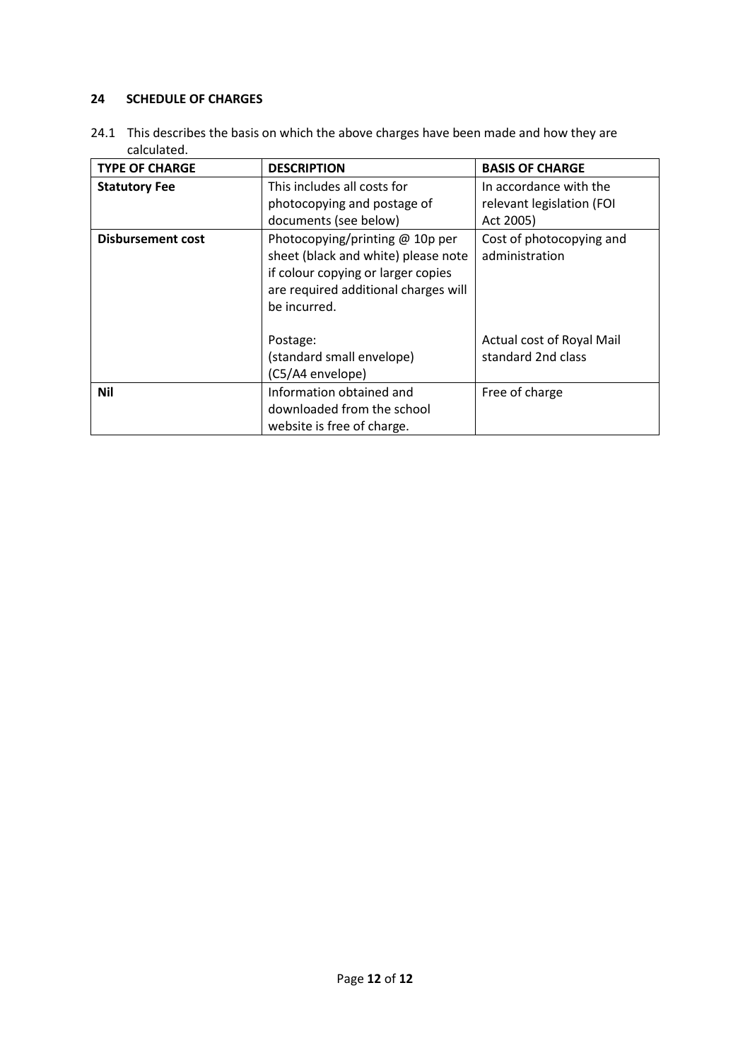## 24 SCHEDULE OF CHARGES

24.1 This describes the basis on which the above charges have been made and how they are calculated.

| TYPE OF CHARGE | DESCRIPTION | BASIS OF CHARGE |
| --- | --- | --- |
| **Statutory Fee** | This includes all costs for photocopying and postage of documents (see below) | In accordance with the relevant legislation (FOI Act 2005) |
| **Disbursement cost** | Photocopying/printing @ 10p per sheet (black and white) please note if colour copying or larger copies are required additional charges will be incurred.<br><br>Postage:<br>(standard small envelope)<br>(C5/A4 envelope) | Cost of photocopying and administration<br><br>Actual cost of Royal Mail standard 2nd class |
| **Nil** | Information obtained and downloaded from the school website is free of charge. | Free of charge |